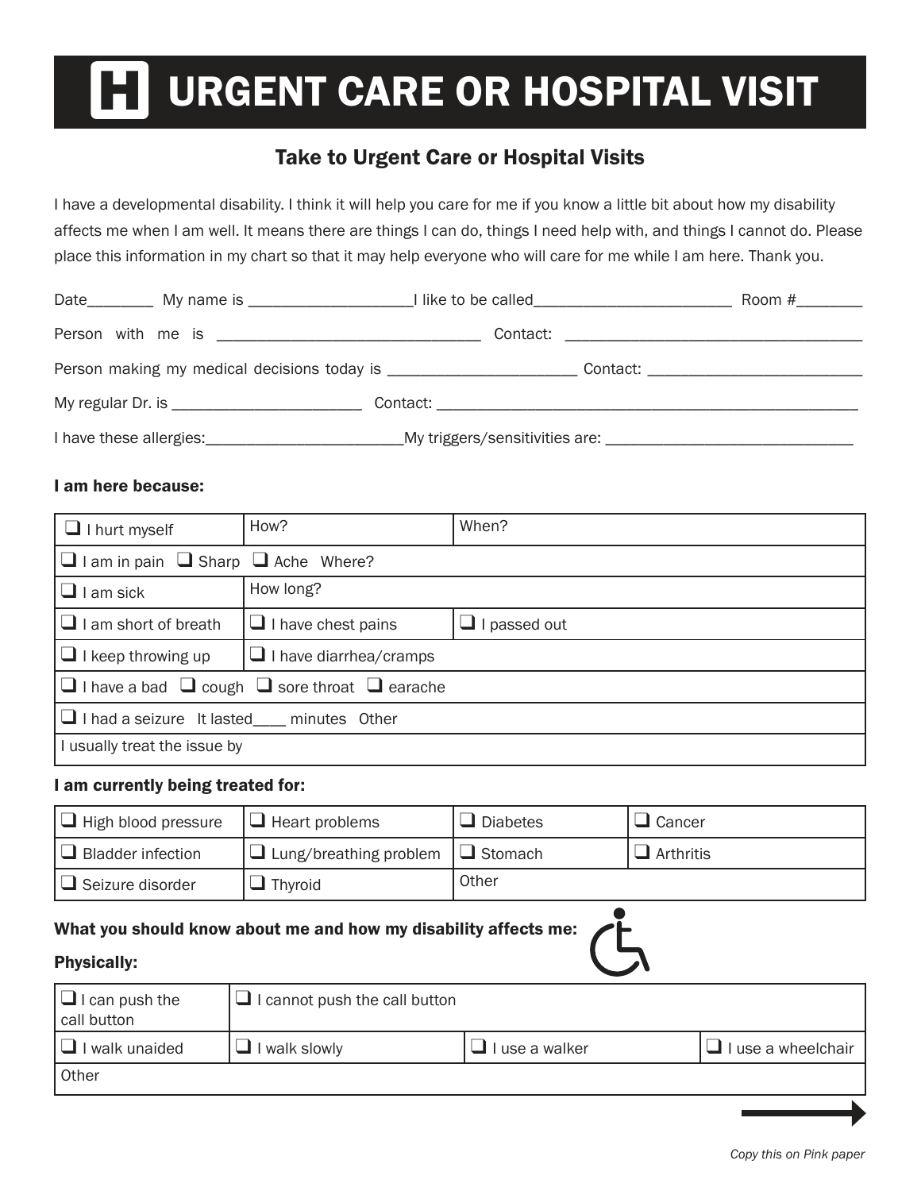# URGENT CARE OR HOSPITAL VISIT

## Take to Urgent Care or Hospital Visits

I have a developmental disability. I think it will help you care for me if you know a little bit about how my disability affects me when I am well. It means there are things I can do, things I need help with, and things I cannot do. Please place this information in my chart so that it may help everyone who will care for me while I am here. Thank you.

Date________ My name is ____________________I like to be called________________________ Room #________

Person with me is _________________________________ Contact: _____________________________________

Person making my medical decisions today is ______________________ Contact: __________________________

My regular Dr. is _______________________ Contact: _____________________________________________________

I have these allergies:________________________My triggers/sensitivities are: ______________________________

**I am here because:**

| | | |
|---|---|---|
| ❑ I hurt myself | How? | When? |
| ❑ I am in pain ❑ Sharp ❑ Ache Where? | | |
| ❑ I am sick | How long? | |
| ❑ I am short of breath | ❑ I have chest pains | ❑ I passed out |
| ❑ I keep throwing up | ❑ I have diarrhea/cramps | |
| ❑ I have a bad ❑ cough ❑ sore throat ❑ earache | | |
| ❑ I had a seizure It lasted____ minutes Other | | |
| I usually treat the issue by | | |

**I am currently being treated for:**

| | | | |
|---|---|---|---|
| ❑ High blood pressure | ❑ Heart problems | ❑ Diabetes | ❑ Cancer |
| ❑ Bladder infection | ❑ Lung/breathing problem | ❑ Stomach | ❑ Arthritis |
| ❑ Seizure disorder | ❑ Thyroid | Other | |

**What you should know about me and how my disability affects me:**

**Physically:**

| | | | |
|---|---|---|---|
| ❑ I can push the call button | ❑ I cannot push the call button | | |
| ❑ I walk unaided | ❑ I walk slowly | ❑ I use a walker | ❑ I use a wheelchair |
| Other | | | |

*Copy this on Pink paper*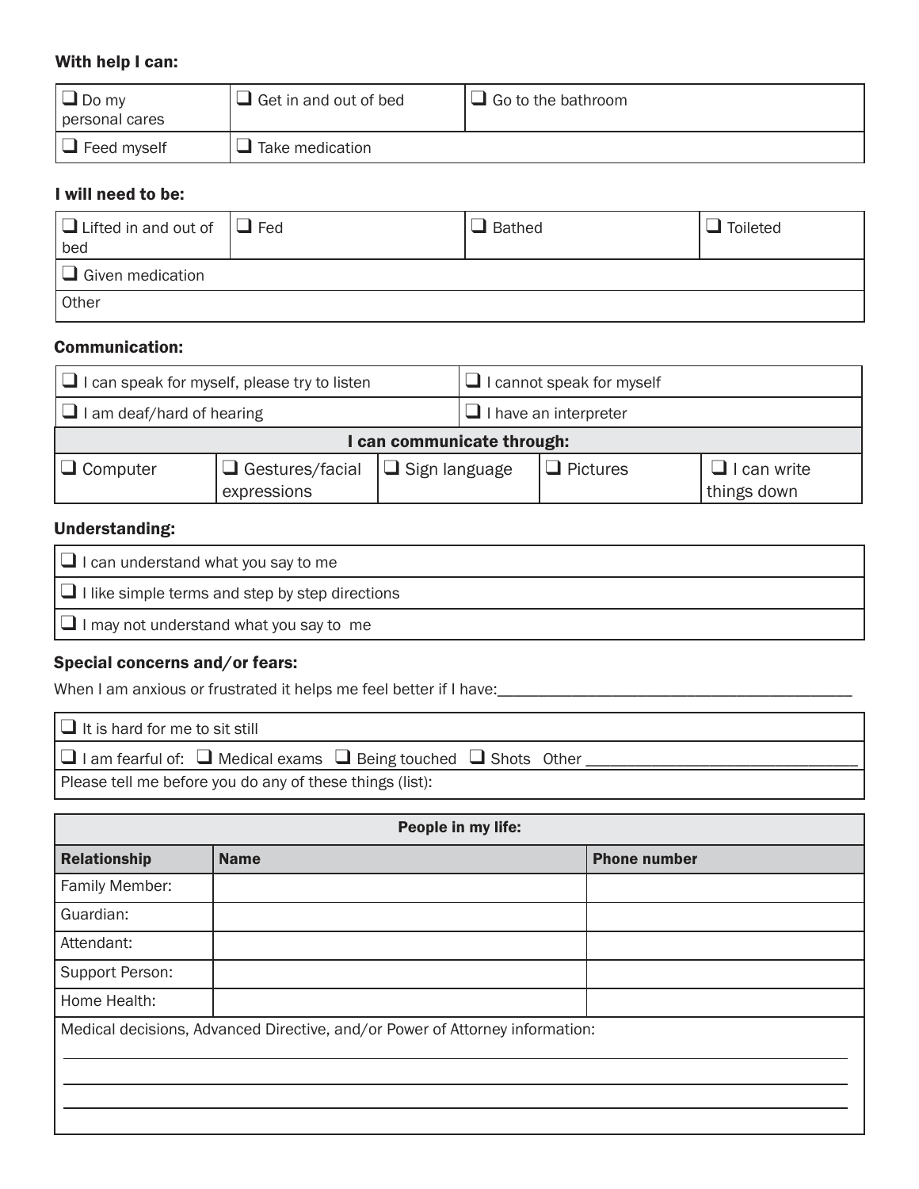**With help I can:**

| | | |
|---|---|---|
| ❑ Do my personal cares | ❑ Get in and out of bed | ❑ Go to the bathroom |
| ❑ Feed myself | ❑ Take medication | |

**I will need to be:**

| | | | |
|---|---|---|---|
| ❑ Lifted in and out of bed | ❑ Fed | ❑ Bathed | ❑ Toileted |
| ❑ Given medication | | | |
| Other | | | |

**Communication:**

| | |
|---|---|
| ❑ I can speak for myself, please try to listen | ❑ I cannot speak for myself |
| ❑ I am deaf/hard of hearing | ❑ I have an interpreter |

| I can communicate through: | | | | |
|---|---|---|---|---|
| ❑ Computer | ❑ Gestures/facial expressions | ❑ Sign language | ❑ Pictures | ❑ I can write things down |

**Understanding:**

| |
|---|
| ❑ I can understand what you say to me |
| ❑ I like simple terms and step by step directions |
| ❑ I may not understand what you say to me |

**Special concerns and/or fears:**

When I am anxious or frustrated it helps me feel better if I have:\_\_\_\_\_\_\_\_\_\_\_\_\_\_\_\_\_\_\_\_\_\_\_\_\_\_\_\_\_\_\_\_\_\_\_\_\_\_\_\_

| |
|---|
| ❑ It is hard for me to sit still |
| ❑ I am fearful of: ❑ Medical exams ❑ Being touched ❑ Shots Other \_\_\_\_\_\_\_\_\_\_\_\_\_\_\_\_\_\_\_\_\_\_\_\_\_\_\_\_\_\_ |
| Please tell me before you do any of these things (list): |

| People in my life: | | |
|---|---|---|
| **Relationship** | **Name** | **Phone number** |
| Family Member: | | |
| Guardian: | | |
| Attendant: | | |
| Support Person: | | |
| Home Health: | | |

Medical decisions, Advanced Directive, and/or Power of Attorney information:

\_\_\_\_\_\_\_\_\_\_\_\_\_\_\_\_\_\_\_\_\_\_\_\_\_\_\_\_\_\_\_\_\_\_\_\_\_\_\_\_\_\_\_\_\_\_\_\_\_\_\_\_\_\_\_\_\_\_\_\_\_\_\_\_\_\_\_\_\_\_\_\_\_\_\_\_

\_\_\_\_\_\_\_\_\_\_\_\_\_\_\_\_\_\_\_\_\_\_\_\_\_\_\_\_\_\_\_\_\_\_\_\_\_\_\_\_\_\_\_\_\_\_\_\_\_\_\_\_\_\_\_\_\_\_\_\_\_\_\_\_\_\_\_\_\_\_\_\_\_\_\_\_

\_\_\_\_\_\_\_\_\_\_\_\_\_\_\_\_\_\_\_\_\_\_\_\_\_\_\_\_\_\_\_\_\_\_\_\_\_\_\_\_\_\_\_\_\_\_\_\_\_\_\_\_\_\_\_\_\_\_\_\_\_\_\_\_\_\_\_\_\_\_\_\_\_\_\_\_